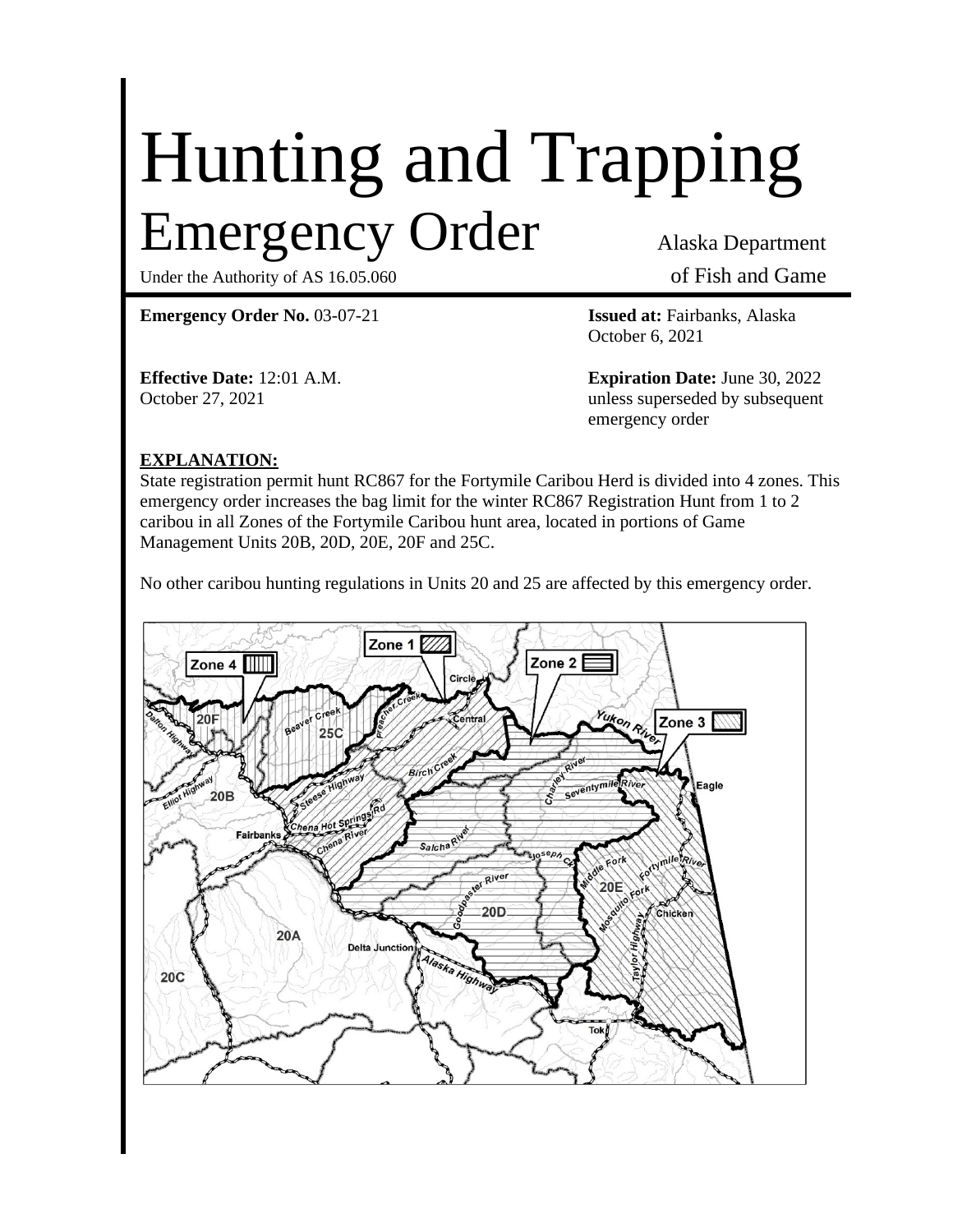# Hunting and Trapping

## Emergency Order

Alaska Department of Fish and Game

Under the Authority of AS 16.05.060

**Emergency Order No.** 03-07-21

**Issued at:** Fairbanks, Alaska
October 6, 2021

**Effective Date:** 12:01 A.M.
October 27, 2021

**Expiration Date:** June 30, 2022
unless superseded by subsequent emergency order

**EXPLANATION:**

State registration permit hunt RC867 for the Fortymile Caribou Herd is divided into 4 zones. This emergency order increases the bag limit for the winter RC867 Registration Hunt from 1 to 2 caribou in all Zones of the Fortymile Caribou hunt area, located in portions of Game Management Units 20B, 20D, 20E, 20F and 25C.

No other caribou hunting regulations in Units 20 and 25 are affected by this emergency order.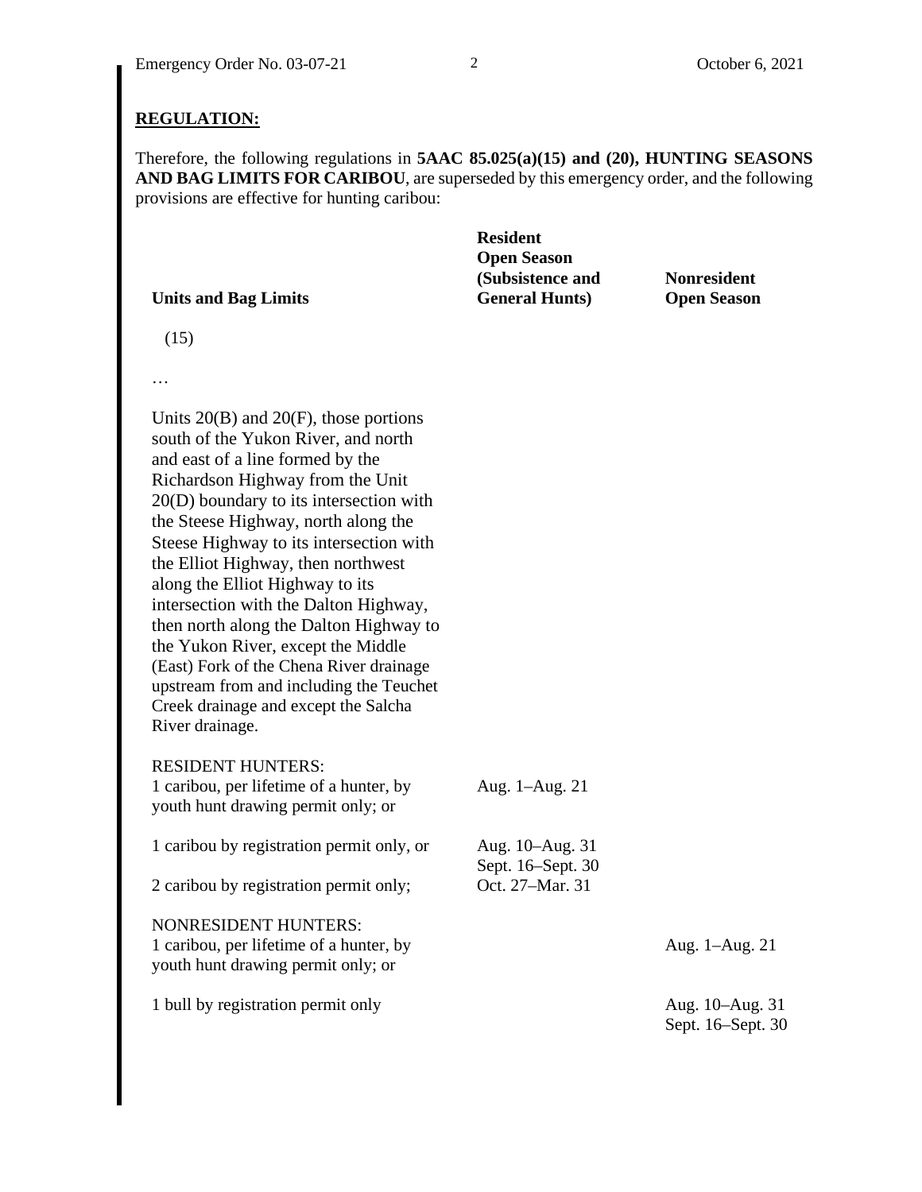## REGULATION:

Therefore, the following regulations in **5AAC 85.025(a)(15) and (20), HUNTING SEASONS AND BAG LIMITS FOR CARIBOU**, are superseded by this emergency order, and the following provisions are effective for hunting caribou:

| Units and Bag Limits | Resident Open Season (Subsistence and General Hunts) | Nonresident Open Season |
|---|---|---|
| (15) | | |
| … | | |
| Units 20(B) and 20(F), those portions south of the Yukon River, and north and east of a line formed by the Richardson Highway from the Unit 20(D) boundary to its intersection with the Steese Highway, north along the Steese Highway to its intersection with the Elliot Highway, then northwest along the Elliot Highway to its intersection with the Dalton Highway, then north along the Dalton Highway to the Yukon River, except the Middle (East) Fork of the Chena River drainage upstream from and including the Teuchet Creek drainage and except the Salcha River drainage. | | |
| RESIDENT HUNTERS: | | |
| 1 caribou, per lifetime of a hunter, by youth hunt drawing permit only; or | Aug. 1–Aug. 21 | |
| 1 caribou by registration permit only, or | Aug. 10–Aug. 31<br>Sept. 16–Sept. 30 | |
| 2 caribou by registration permit only; | Oct. 27–Mar. 31 | |
| NONRESIDENT HUNTERS: | | |
| 1 caribou, per lifetime of a hunter, by youth hunt drawing permit only; or | | Aug. 1–Aug. 21 |
| 1 bull by registration permit only | | Aug. 10–Aug. 31<br>Sept. 16–Sept. 30 |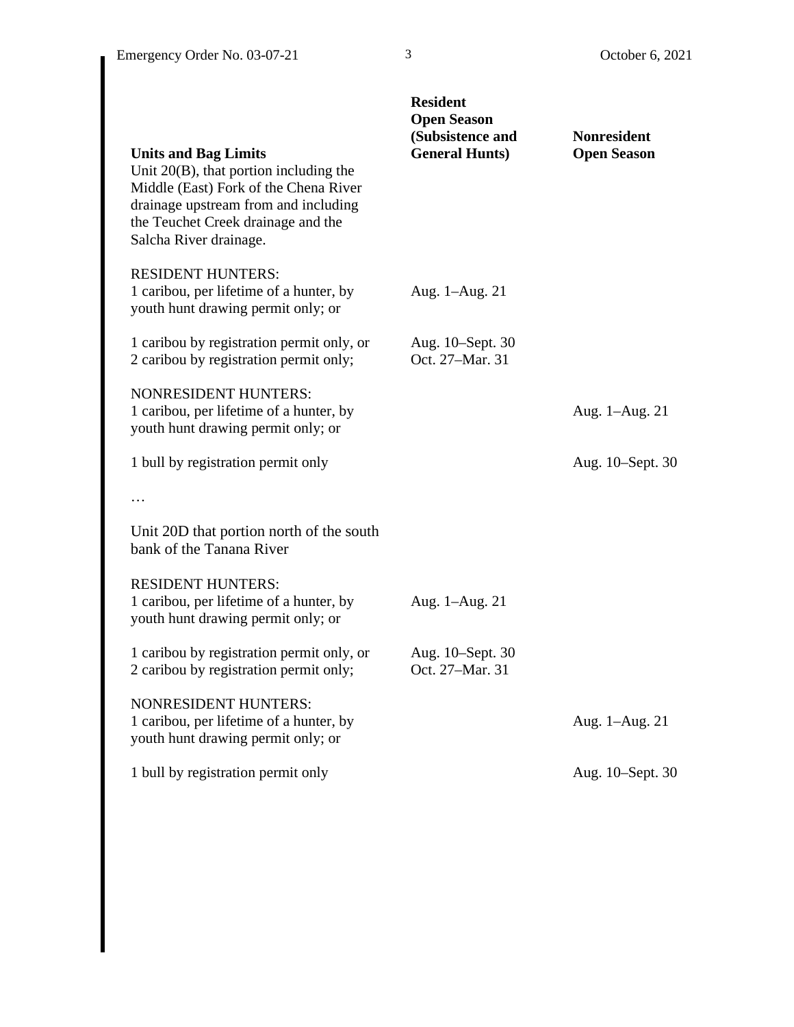| Units and Bag Limits | Resident Open Season (Subsistence and General Hunts) | Nonresident Open Season |
|---|---|---|
| Unit 20(B), that portion including the Middle (East) Fork of the Chena River drainage upstream from and including the Teuchet Creek drainage and the Salcha River drainage. | | |
| RESIDENT HUNTERS: | | |
| 1 caribou, per lifetime of a hunter, by youth hunt drawing permit only; or | Aug. 1–Aug. 21 | |
| 1 caribou by registration permit only, or 2 caribou by registration permit only; | Aug. 10–Sept. 30 Oct. 27–Mar. 31 | |
| NONRESIDENT HUNTERS: | | |
| 1 caribou, per lifetime of a hunter, by youth hunt drawing permit only; or | | Aug. 1–Aug. 21 |
| 1 bull by registration permit only | | Aug. 10–Sept. 30 |
| … | | |
| Unit 20D that portion north of the south bank of the Tanana River | | |
| RESIDENT HUNTERS: | | |
| 1 caribou, per lifetime of a hunter, by youth hunt drawing permit only; or | Aug. 1–Aug. 21 | |
| 1 caribou by registration permit only, or 2 caribou by registration permit only; | Aug. 10–Sept. 30 Oct. 27–Mar. 31 | |
| NONRESIDENT HUNTERS: | | |
| 1 caribou, per lifetime of a hunter, by youth hunt drawing permit only; or | | Aug. 1–Aug. 21 |
| 1 bull by registration permit only | | Aug. 10–Sept. 30 |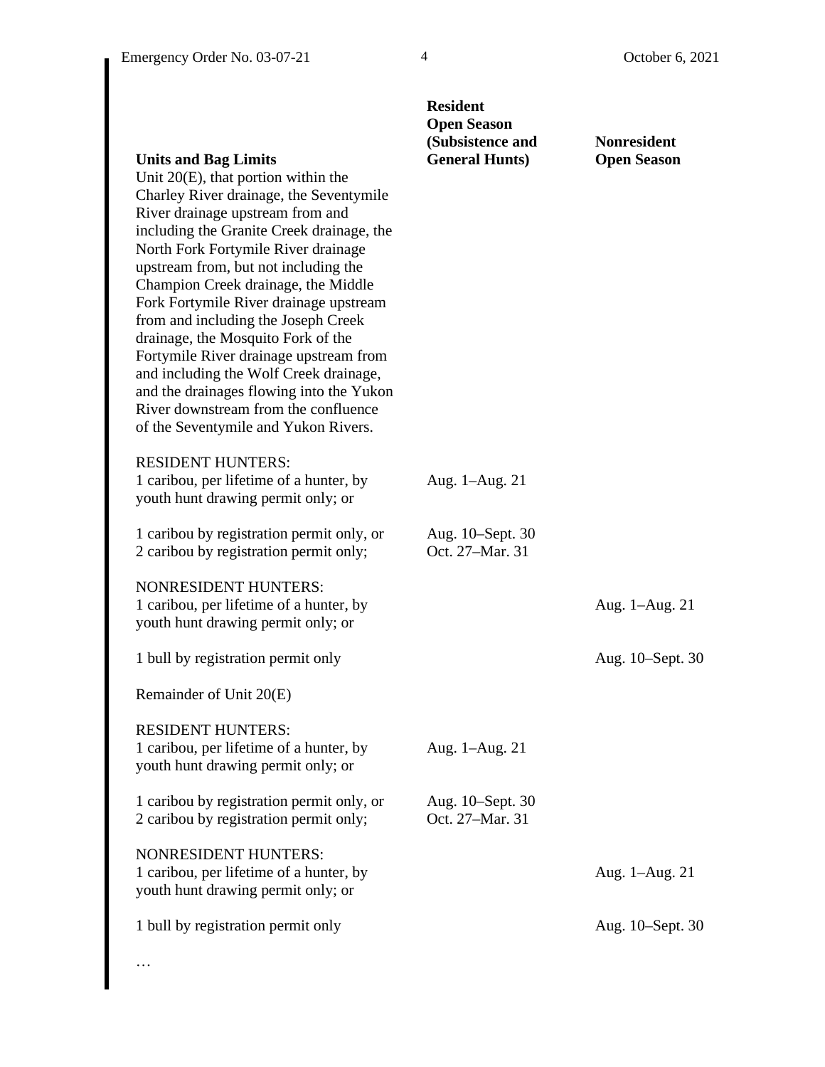| Units and Bag Limits | Resident Open Season (Subsistence and General Hunts) | Nonresident Open Season |
|---|---|---|
| Unit 20(E), that portion within the Charley River drainage, the Seventymile River drainage upstream from and including the Granite Creek drainage, the North Fork Fortymile River drainage upstream from, but not including the Champion Creek drainage, the Middle Fork Fortymile River drainage upstream from and including the Joseph Creek drainage, the Mosquito Fork of the Fortymile River drainage upstream from and including the Wolf Creek drainage, and the drainages flowing into the Yukon River downstream from the confluence of the Seventymile and Yukon Rivers. | | |
| RESIDENT HUNTERS: | | |
| 1 caribou, per lifetime of a hunter, by youth hunt drawing permit only; or | Aug. 1–Aug. 21 | |
| 1 caribou by registration permit only, or 2 caribou by registration permit only; | Aug. 10–Sept. 30 Oct. 27–Mar. 31 | |
| NONRESIDENT HUNTERS: | | |
| 1 caribou, per lifetime of a hunter, by youth hunt drawing permit only; or | | Aug. 1–Aug. 21 |
| 1 bull by registration permit only | | Aug. 10–Sept. 30 |
| Remainder of Unit 20(E) | | |
| RESIDENT HUNTERS: | | |
| 1 caribou, per lifetime of a hunter, by youth hunt drawing permit only; or | Aug. 1–Aug. 21 | |
| 1 caribou by registration permit only, or 2 caribou by registration permit only; | Aug. 10–Sept. 30 Oct. 27–Mar. 31 | |
| NONRESIDENT HUNTERS: | | |
| 1 caribou, per lifetime of a hunter, by youth hunt drawing permit only; or | | Aug. 1–Aug. 21 |
| 1 bull by registration permit only | | Aug. 10–Sept. 30 |

…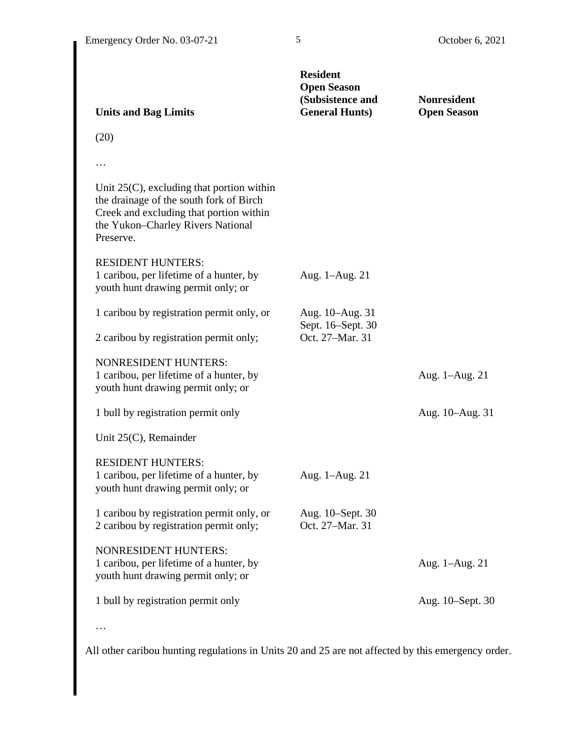| Units and Bag Limits | Resident Open Season (Subsistence and General Hunts) | Nonresident Open Season |
|---|---|---|
| (20) | | |
| … | | |
| Unit 25(C), excluding that portion within the drainage of the south fork of Birch Creek and excluding that portion within the Yukon–Charley Rivers National Preserve. | | |
| RESIDENT HUNTERS: 1 caribou, per lifetime of a hunter, by youth hunt drawing permit only; or | Aug. 1–Aug. 21 | |
| 1 caribou by registration permit only, or | Aug. 10–Aug. 31 Sept. 16–Sept. 30 | |
| 2 caribou by registration permit only; | Oct. 27–Mar. 31 | |
| NONRESIDENT HUNTERS: 1 caribou, per lifetime of a hunter, by youth hunt drawing permit only; or | | Aug. 1–Aug. 21 |
| 1 bull by registration permit only | | Aug. 10–Aug. 31 |
| Unit 25(C), Remainder | | |
| RESIDENT HUNTERS: 1 caribou, per lifetime of a hunter, by youth hunt drawing permit only; or | Aug. 1–Aug. 21 | |
| 1 caribou by registration permit only, or | Aug. 10–Sept. 30 | |
| 2 caribou by registration permit only; | Oct. 27–Mar. 31 | |
| NONRESIDENT HUNTERS: 1 caribou, per lifetime of a hunter, by youth hunt drawing permit only; or | | Aug. 1–Aug. 21 |
| 1 bull by registration permit only | | Aug. 10–Sept. 30 |
| … | | |

All other caribou hunting regulations in Units 20 and 25 are not affected by this emergency order.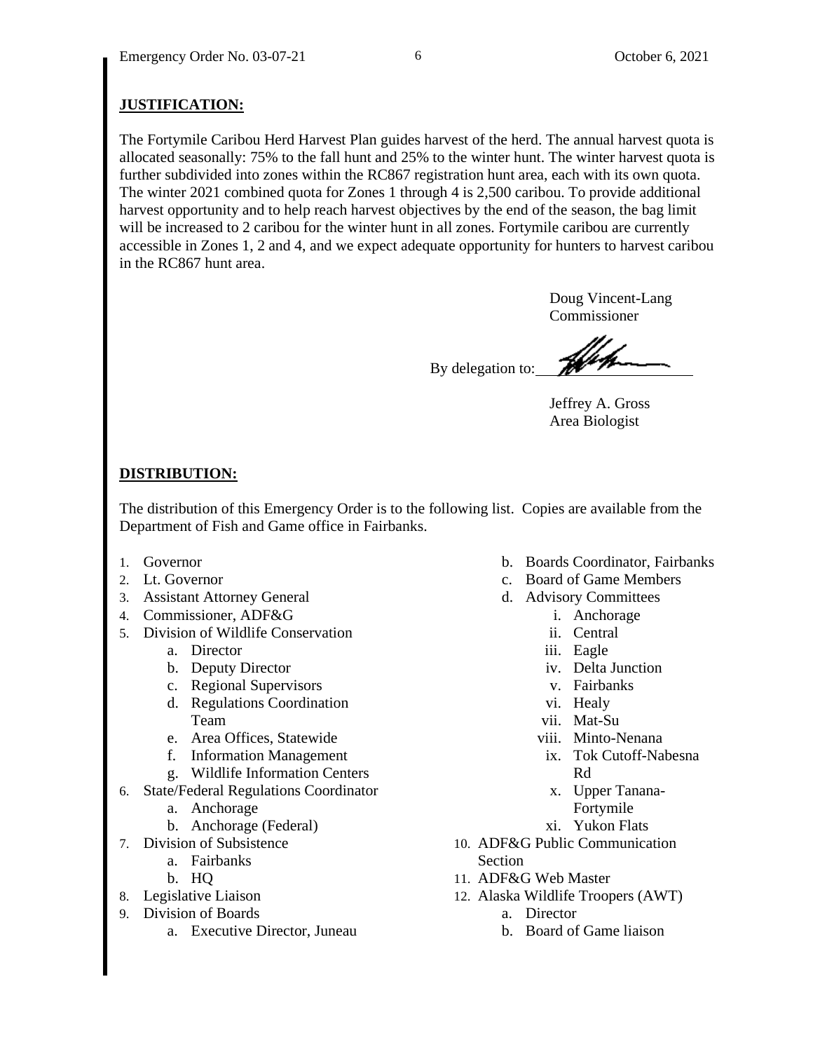**JUSTIFICATION:**

The Fortymile Caribou Herd Harvest Plan guides harvest of the herd. The annual harvest quota is allocated seasonally: 75% to the fall hunt and 25% to the winter hunt. The winter harvest quota is further subdivided into zones within the RC867 registration hunt area, each with its own quota. The winter 2021 combined quota for Zones 1 through 4 is 2,500 caribou. To provide additional harvest opportunity and to help reach harvest objectives by the end of the season, the bag limit will be increased to 2 caribou for the winter hunt in all zones. Fortymile caribou are currently accessible in Zones 1, 2 and 4, and we expect adequate opportunity for hunters to harvest caribou in the RC867 hunt area.

Doug Vincent-Lang
Commissioner

By delegation to: ____________________

Jeffrey A. Gross
Area Biologist

**DISTRIBUTION:**

The distribution of this Emergency Order is to the following list. Copies are available from the Department of Fish and Game office in Fairbanks.

1. Governor
2. Lt. Governor
3. Assistant Attorney General
4. Commissioner, ADF&G
5. Division of Wildlife Conservation
   a. Director
   b. Deputy Director
   c. Regional Supervisors
   d. Regulations Coordination Team
   e. Area Offices, Statewide
   f. Information Management
   g. Wildlife Information Centers
6. State/Federal Regulations Coordinator
   a. Anchorage
   b. Anchorage (Federal)
7. Division of Subsistence
   a. Fairbanks
   b. HQ
8. Legislative Liaison
9. Division of Boards
   a. Executive Director, Juneau
   b. Boards Coordinator, Fairbanks
   c. Board of Game Members
   d. Advisory Committees
      i. Anchorage
      ii. Central
      iii. Eagle
      iv. Delta Junction
      v. Fairbanks
      vi. Healy
      vii. Mat-Su
      viii. Minto-Nenana
      ix. Tok Cutoff-Nabesna Rd
      x. Upper Tanana-Fortymile
      xi. Yukon Flats
10. ADF&G Public Communication Section
11. ADF&G Web Master
12. Alaska Wildlife Troopers (AWT)
    a. Director
    b. Board of Game liaison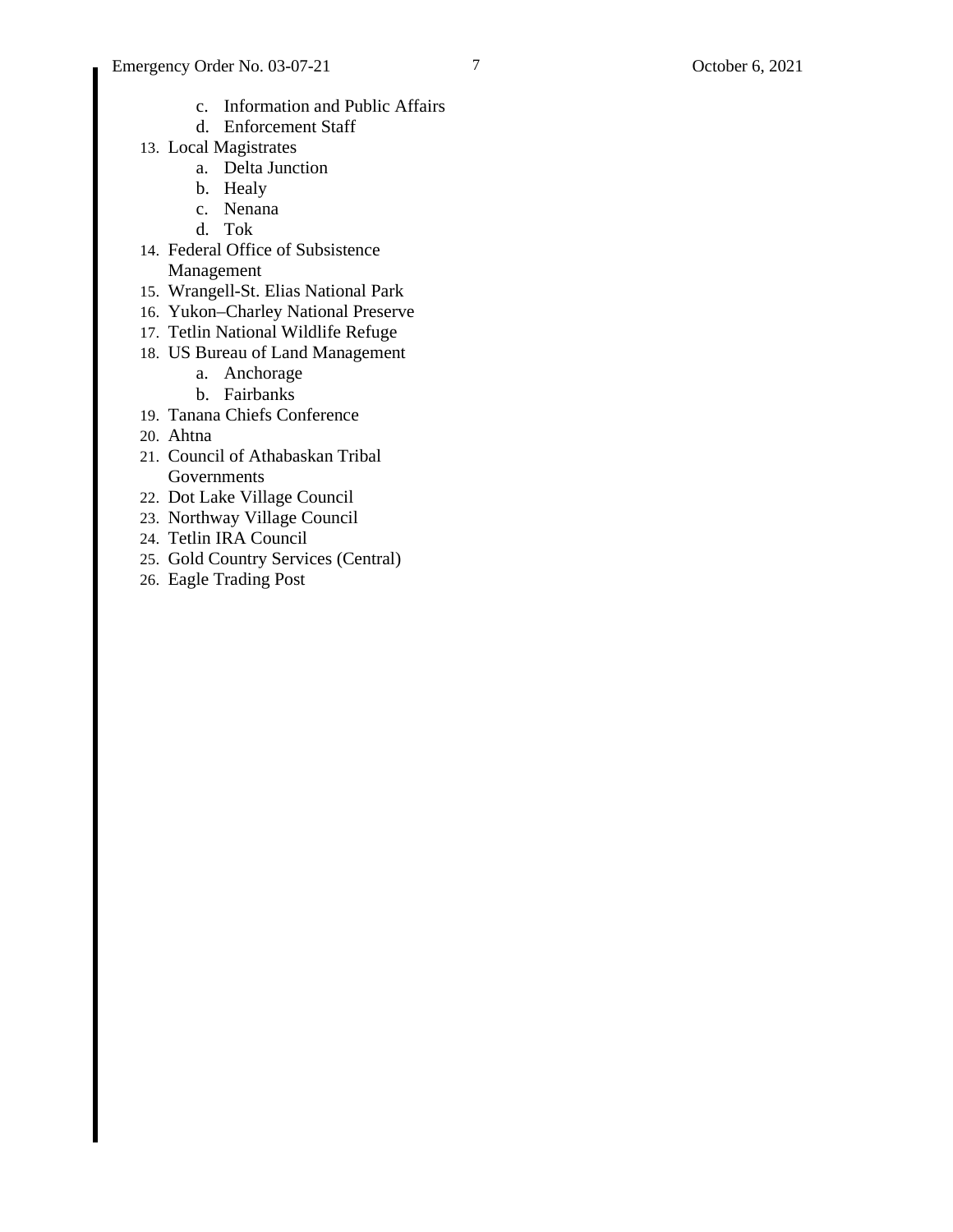c. Information and Public Affairs
   d. Enforcement Staff
13. Local Magistrates
   a. Delta Junction
   b. Healy
   c. Nenana
   d. Tok
14. Federal Office of Subsistence Management
15. Wrangell-St. Elias National Park
16. Yukon–Charley National Preserve
17. Tetlin National Wildlife Refuge
18. US Bureau of Land Management
   a. Anchorage
   b. Fairbanks
19. Tanana Chiefs Conference
20. Ahtna
21. Council of Athabaskan Tribal Governments
22. Dot Lake Village Council
23. Northway Village Council
24. Tetlin IRA Council
25. Gold Country Services (Central)
26. Eagle Trading Post